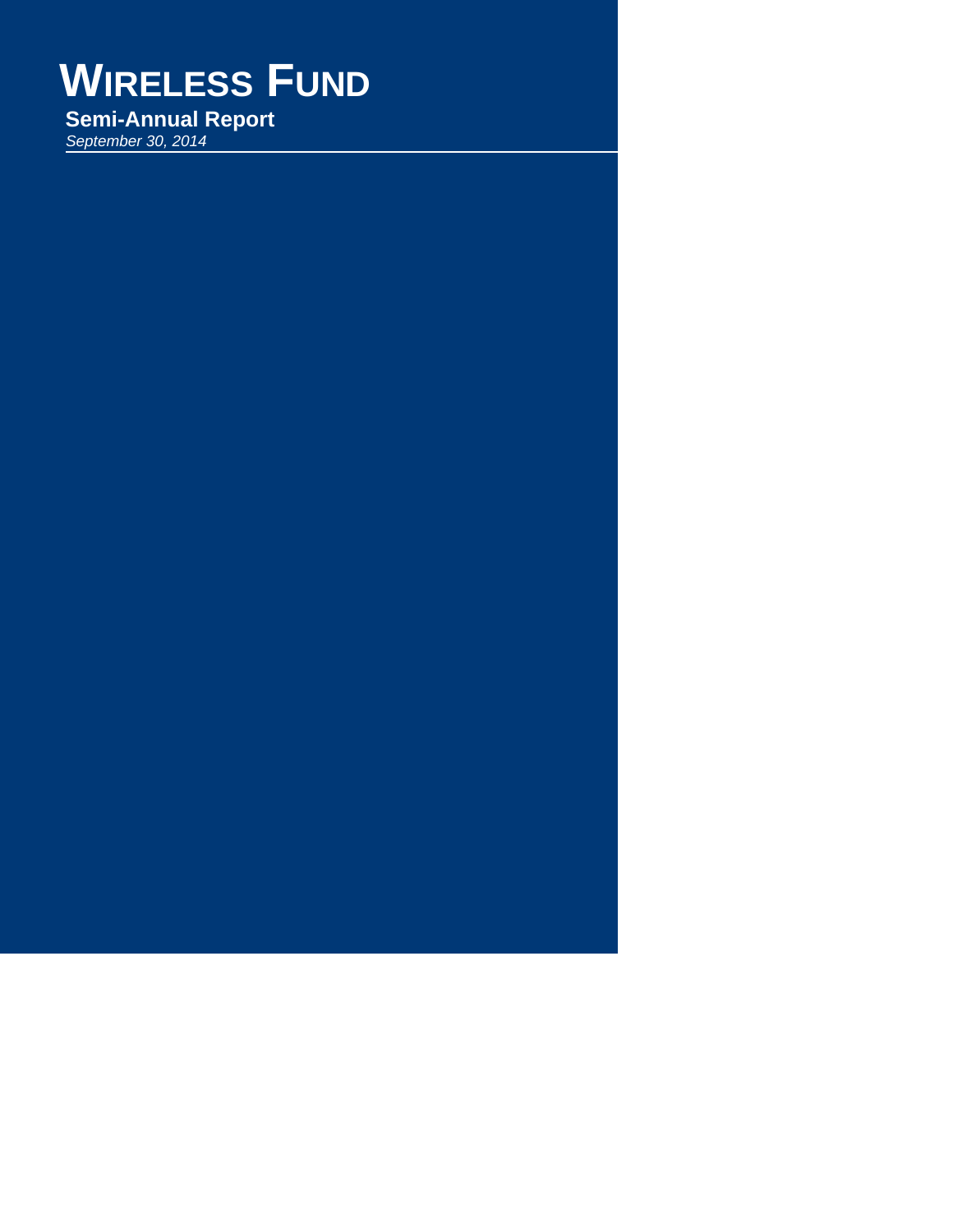# Wireless Fund

## Semi-Annual Report

*September 30, 2014*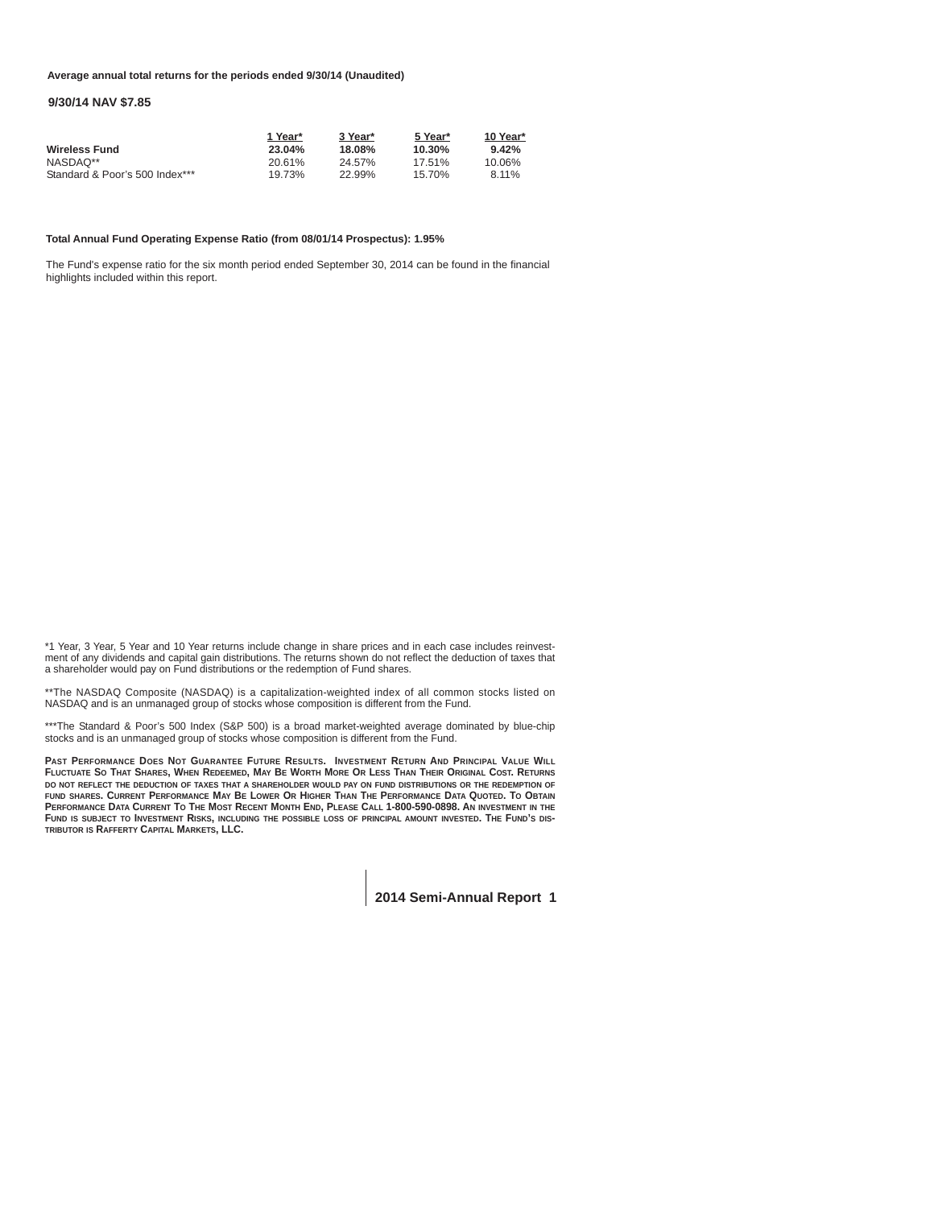**Average annual total returns for the periods ended 9/30/14 (Unaudited)**

**9/30/14 NAV $7.85**

| | 1 Year* | 3 Year* | 5 Year* | 10 Year* |
|---|---|---|---|---|
| **Wireless Fund** | **23.04%** | **18.08%** | **10.30%** | **9.42%** |
| NASDAQ** | 20.61% | 24.57% | 17.51% | 10.06% |
| Standard & Poor's 500 Index*** | 19.73% | 22.99% | 15.70% | 8.11% |

**Total Annual Fund Operating Expense Ratio (from 08/01/14 Prospectus): 1.95%**

The Fund's expense ratio for the six month period ended September 30, 2014 can be found in the financial highlights included within this report.

*1 Year, 3 Year, 5 Year and 10 Year returns include change in share prices and in each case includes reinvestment of any dividends and capital gain distributions. The returns shown do not reflect the deduction of taxes that a shareholder would pay on Fund distributions or the redemption of Fund shares.

**The NASDAQ Composite (NASDAQ) is a capitalization-weighted index of all common stocks listed on NASDAQ and is an unmanaged group of stocks whose composition is different from the Fund.

***The Standard & Poor's 500 Index (S&P 500) is a broad market-weighted average dominated by blue-chip stocks and is an unmanaged group of stocks whose composition is different from the Fund.

**PAST PERFORMANCE DOES NOT GUARANTEE FUTURE RESULTS. INVESTMENT RETURN AND PRINCIPAL VALUE WILL FLUCTUATE SO THAT SHARES, WHEN REDEEMED, MAY BE WORTH MORE OR LESS THAN THEIR ORIGINAL COST. RETURNS DO NOT REFLECT THE DEDUCTION OF TAXES THAT A SHAREHOLDER WOULD PAY ON FUND DISTRIBUTIONS OR THE REDEMPTION OF FUND SHARES. CURRENT PERFORMANCE MAY BE LOWER OR HIGHER THAN THE PERFORMANCE DATA QUOTED. TO OBTAIN PERFORMANCE DATA CURRENT TO THE MOST RECENT MONTH END, PLEASE CALL 1-800-590-0898. AN INVESTMENT IN THE FUND IS SUBJECT TO INVESTMENT RISKS, INCLUDING THE POSSIBLE LOSS OF PRINCIPAL AMOUNT INVESTED. THE FUND'S DISTRIBUTOR IS RAFFERTY CAPITAL MARKETS, LLC.**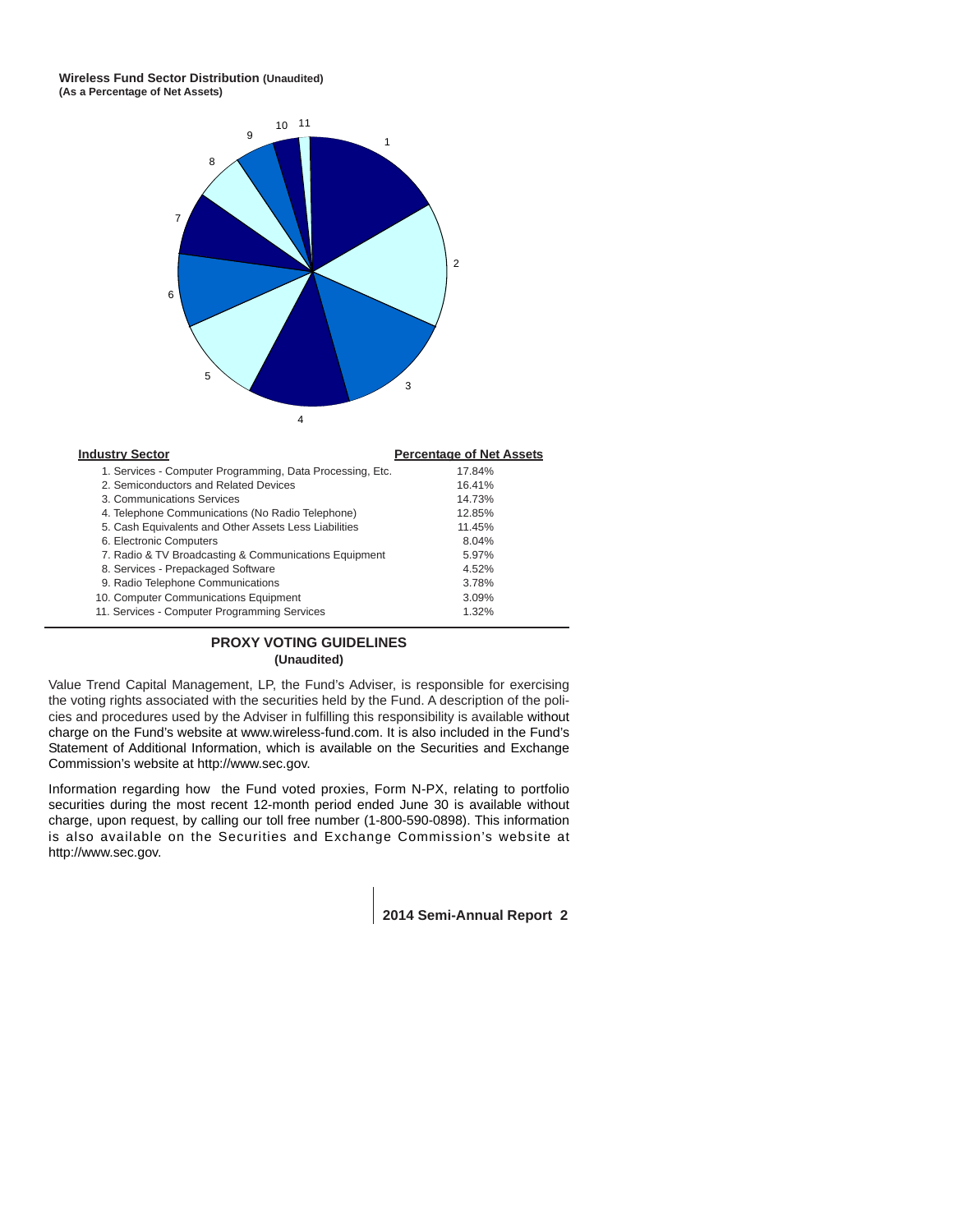**Wireless Fund Sector Distribution (Unaudited)**
**(As a Percentage of Net Assets)**

| Industry Sector | Percentage of Net Assets |
| --- | --- |
| 1. Services - Computer Programming, Data Processing, Etc. | 17.84% |
| 2. Semiconductors and Related Devices | 16.41% |
| 3. Communications Services | 14.73% |
| 4. Telephone Communications (No Radio Telephone) | 12.85% |
| 5. Cash Equivalents and Other Assets Less Liabilities | 11.45% |
| 6. Electronic Computers | 8.04% |
| 7. Radio & TV Broadcasting & Communications Equipment | 5.97% |
| 8. Services - Prepackaged Software | 4.52% |
| 9. Radio Telephone Communications | 3.78% |
| 10. Computer Communications Equipment | 3.09% |
| 11. Services - Computer Programming Services | 1.32% |

## PROXY VOTING GUIDELINES
**(Unaudited)**

Value Trend Capital Management, LP, the Fund's Adviser, is responsible for exercising the voting rights associated with the securities held by the Fund. A description of the policies and procedures used by the Adviser in fulfilling this responsibility is available without charge on the Fund's website at www.wireless-fund.com. It is also included in the Fund's Statement of Additional Information, which is available on the Securities and Exchange Commission's website at http://www.sec.gov.

Information regarding how the Fund voted proxies, Form N-PX, relating to portfolio securities during the most recent 12-month period ended June 30 is available without charge, upon request, by calling our toll free number (1-800-590-0898). This information is also available on the Securities and Exchange Commission's website at http://www.sec.gov.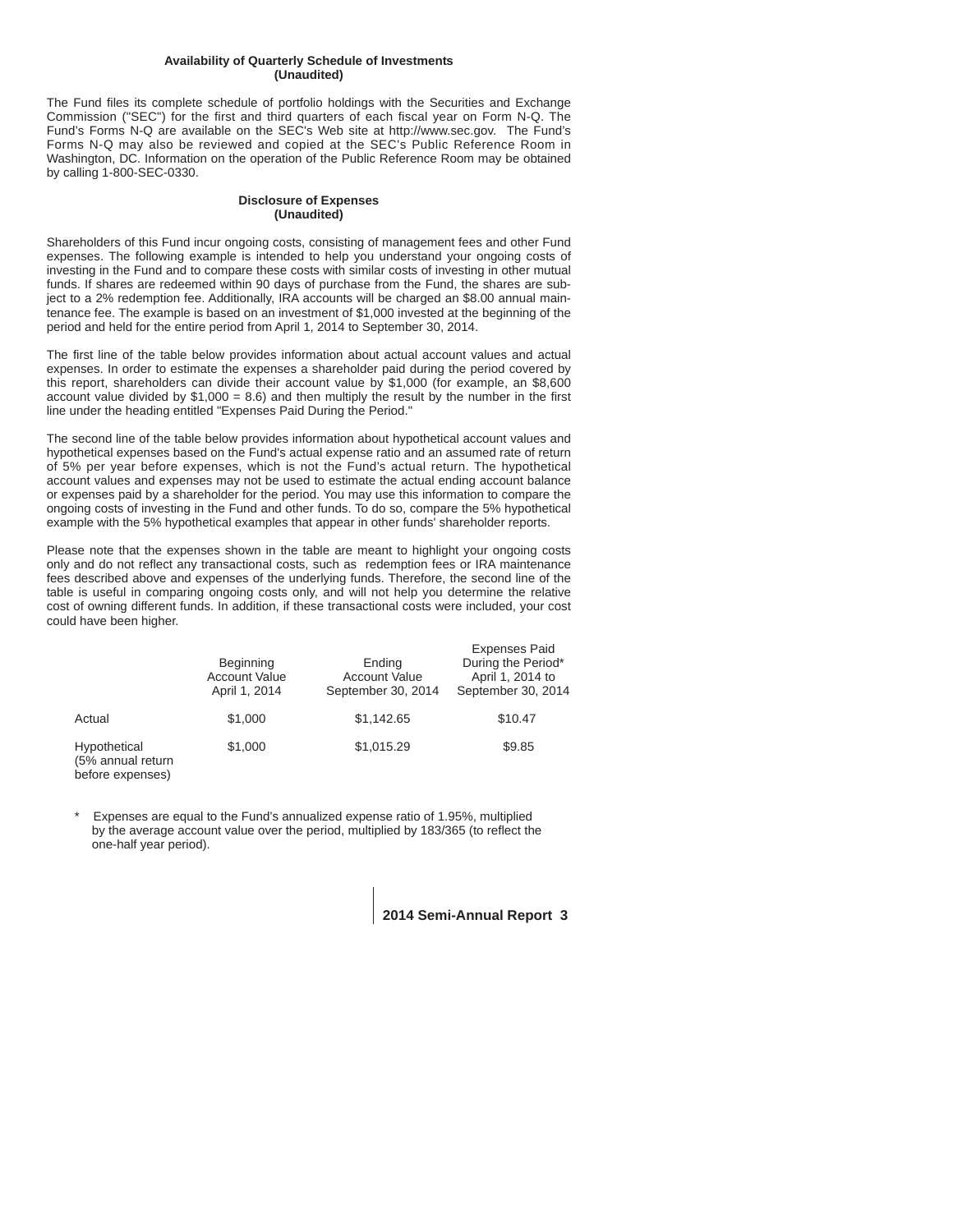## Availability of Quarterly Schedule of Investments (Unaudited)

The Fund files its complete schedule of portfolio holdings with the Securities and Exchange Commission ("SEC") for the first and third quarters of each fiscal year on Form N-Q. The Fund's Forms N-Q are available on the SEC's Web site at http://www.sec.gov. The Fund's Forms N-Q may also be reviewed and copied at the SEC's Public Reference Room in Washington, DC. Information on the operation of the Public Reference Room may be obtained by calling 1-800-SEC-0330.

## Disclosure of Expenses (Unaudited)

Shareholders of this Fund incur ongoing costs, consisting of management fees and other Fund expenses. The following example is intended to help you understand your ongoing costs of investing in the Fund and to compare these costs with similar costs of investing in other mutual funds. If shares are redeemed within 90 days of purchase from the Fund, the shares are subject to a 2% redemption fee. Additionally, IRA accounts will be charged an $8.00 annual maintenance fee. The example is based on an investment of $1,000 invested at the beginning of the period and held for the entire period from April 1, 2014 to September 30, 2014.

The first line of the table below provides information about actual account values and actual expenses. In order to estimate the expenses a shareholder paid during the period covered by this report, shareholders can divide their account value by $1,000 (for example, an $8,600 account value divided by $1,000 = 8.6) and then multiply the result by the number in the first line under the heading entitled "Expenses Paid During the Period."

The second line of the table below provides information about hypothetical account values and hypothetical expenses based on the Fund's actual expense ratio and an assumed rate of return of 5% per year before expenses, which is not the Fund's actual return. The hypothetical account values and expenses may not be used to estimate the actual ending account balance or expenses paid by a shareholder for the period. You may use this information to compare the ongoing costs of investing in the Fund and other funds. To do so, compare the 5% hypothetical example with the 5% hypothetical examples that appear in other funds' shareholder reports.

Please note that the expenses shown in the table are meant to highlight your ongoing costs only and do not reflect any transactional costs, such as redemption fees or IRA maintenance fees described above and expenses of the underlying funds. Therefore, the second line of the table is useful in comparing ongoing costs only, and will not help you determine the relative cost of owning different funds. In addition, if these transactional costs were included, your cost could have been higher.

| | Beginning Account Value April 1, 2014 | Ending Account Value September 30, 2014 | Expenses Paid During the Period* April 1, 2014 to September 30, 2014 |
|---|---|---|---|
| Actual | $1,000 | $1,142.65 | $10.47 |
| Hypothetical (5% annual return before expenses) | $1,000 | $1,015.29 | $9.85 |

\* Expenses are equal to the Fund's annualized expense ratio of 1.95%, multiplied by the average account value over the period, multiplied by 183/365 (to reflect the one-half year period).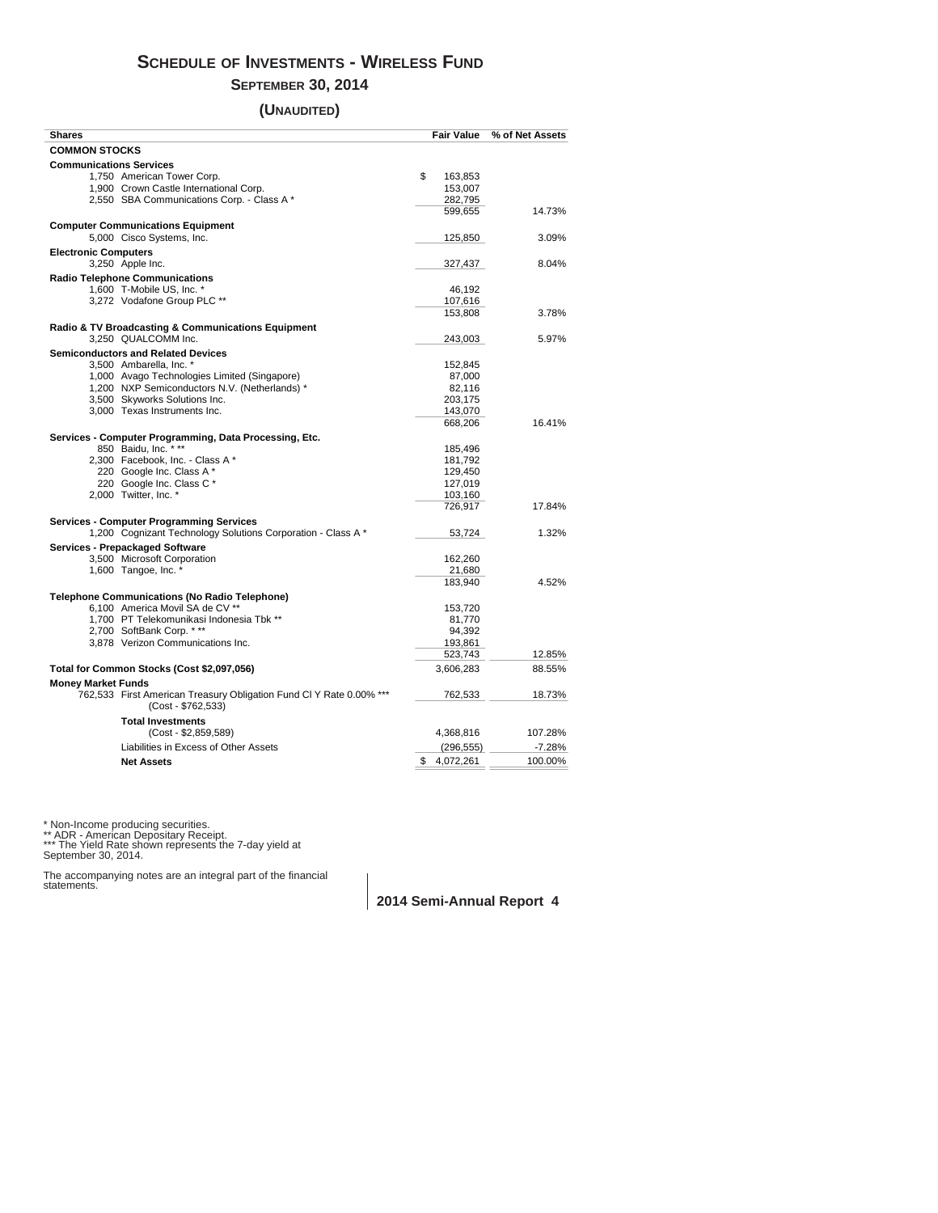# Schedule of Investments - Wireless Fund

## September 30, 2014

## (Unaudited)

| Shares | | Fair Value | % of Net Assets |
|---|---|---|---|
| **COMMON STOCKS** | | | |
| **Communications Services** | | | |
| 1,750 | American Tower Corp. | $ 163,853 | |
| 1,900 | Crown Castle International Corp. | 153,007 | |
| 2,550 | SBA Communications Corp. - Class A * | 282,795 | |
| | | 599,655 | 14.73% |
| **Computer Communications Equipment** | | | |
| 5,000 | Cisco Systems, Inc. | 125,850 | 3.09% |
| **Electronic Computers** | | | |
| 3,250 | Apple Inc. | 327,437 | 8.04% |
| **Radio Telephone Communications** | | | |
| 1,600 | T-Mobile US, Inc. * | 46,192 | |
| 3,272 | Vodafone Group PLC ** | 107,616 | |
| | | 153,808 | 3.78% |
| **Radio & TV Broadcasting & Communications Equipment** | | | |
| 3,250 | QUALCOMM Inc. | 243,003 | 5.97% |
| **Semiconductors and Related Devices** | | | |
| 3,500 | Ambarella, Inc. * | 152,845 | |
| 1,000 | Avago Technologies Limited (Singapore) | 87,000 | |
| 1,200 | NXP Semiconductors N.V. (Netherlands) * | 82,116 | |
| 3,500 | Skyworks Solutions Inc. | 203,175 | |
| 3,000 | Texas Instruments Inc. | 143,070 | |
| | | 668,206 | 16.41% |
| **Services - Computer Programming, Data Processing, Etc.** | | | |
| 850 | Baidu, Inc. * ** | 185,496 | |
| 2,300 | Facebook, Inc. - Class A * | 181,792 | |
| 220 | Google Inc. Class A * | 129,450 | |
| 220 | Google Inc. Class C * | 127,019 | |
| 2,000 | Twitter, Inc. * | 103,160 | |
| | | 726,917 | 17.84% |
| **Services - Computer Programming Services** | | | |
| 1,200 | Cognizant Technology Solutions Corporation - Class A * | 53,724 | 1.32% |
| **Services - Prepackaged Software** | | | |
| 3,500 | Microsoft Corporation | 162,260 | |
| 1,600 | Tangoe, Inc. * | 21,680 | |
| | | 183,940 | 4.52% |
| **Telephone Communications (No Radio Telephone)** | | | |
| 6,100 | America Movil SA de CV ** | 153,720 | |
| 1,700 | PT Telekomunikasi Indonesia Tbk ** | 81,770 | |
| 2,700 | SoftBank Corp. * ** | 94,392 | |
| 3,878 | Verizon Communications Inc. | 193,861 | |
| | | 523,743 | 12.85% |
| **Total for Common Stocks (Cost $2,097,056)** | | 3,606,283 | 88.55% |
| **Money Market Funds** | | | |
| 762,533 | First American Treasury Obligation Fund Cl Y Rate 0.00% *** (Cost - $762,533) | 762,533 | 18.73% |
| | **Total Investments** (Cost - $2,859,589) | 4,368,816 | 107.28% |
| | Liabilities in Excess of Other Assets | (296,555) | -7.28% |
| | **Net Assets** | $ 4,072,261 | 100.00% |

\* Non-Income producing securities.
\** ADR - American Depositary Receipt.
\*** The Yield Rate shown represents the 7-day yield at September 30, 2014.

The accompanying notes are an integral part of the financial statements.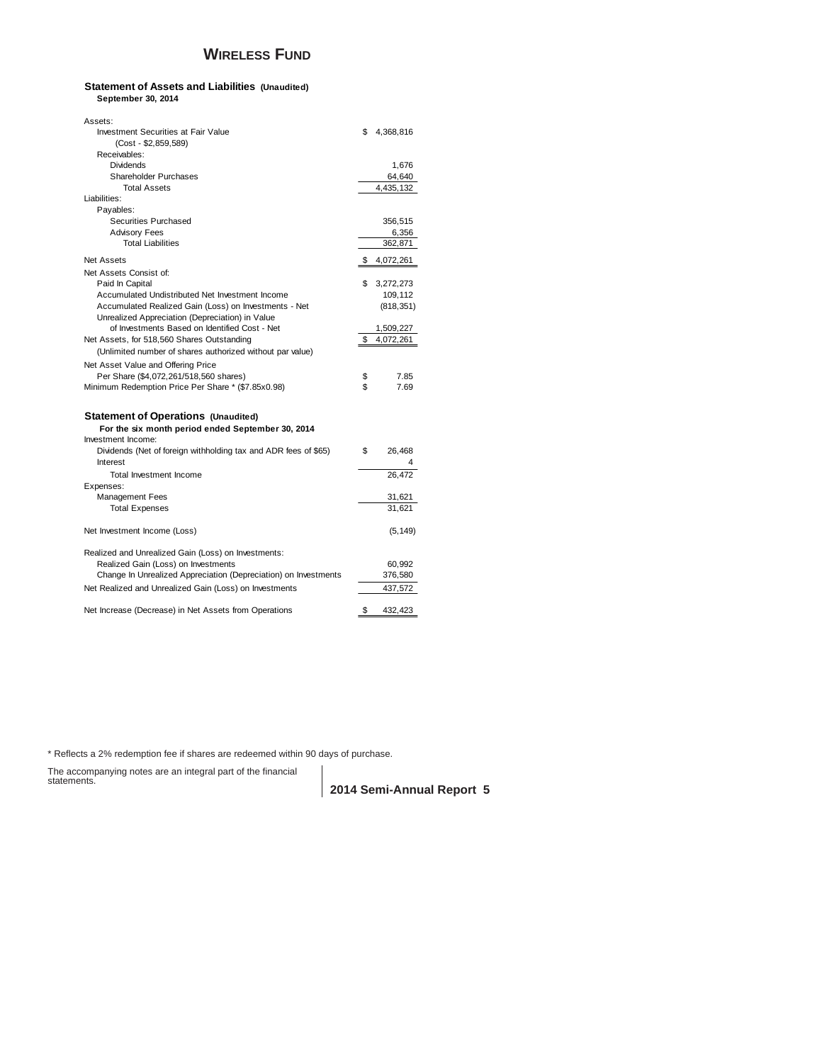# WIRELESS FUND

## Statement of Assets and Liabilities (Unaudited)
**September 30, 2014**

| | |
|---|---|
| Assets: | |
| Investment Securities at Fair Value | $ 4,368,816 |
| (Cost - $2,859,589) | |
| Receivables: | |
| Dividends | 1,676 |
| Shareholder Purchases | 64,640 |
| Total Assets | 4,435,132 |
| Liabilities: | |
| Payables: | |
| Securities Purchased | 356,515 |
| Advisory Fees | 6,356 |
| Total Liabilities | 362,871 |
| Net Assets | $ 4,072,261 |
| Net Assets Consist of: | |
| Paid In Capital | $ 3,272,273 |
| Accumulated Undistributed Net Investment Income | 109,112 |
| Accumulated Realized Gain (Loss) on Investments - Net | (818,351) |
| Unrealized Appreciation (Depreciation) in Value of Investments Based on Identified Cost - Net | 1,509,227 |
| Net Assets, for 518,560 Shares Outstanding | $ 4,072,261 |
| (Unlimited number of shares authorized without par value) | |
| Net Asset Value and Offering Price Per Share ($4,072,261/518,560 shares) | $ 7.85 |
| Minimum Redemption Price Per Share * ($7.85x0.98) | $ 7.69 |

## Statement of Operations (Unaudited)
**For the six month period ended September 30, 2014**

| | |
|---|---|
| Investment Income: | |
| Dividends (Net of foreign withholding tax and ADR fees of $65) | $ 26,468 |
| Interest | 4 |
| Total Investment Income | 26,472 |
| Expenses: | |
| Management Fees | 31,621 |
| Total Expenses | 31,621 |
| Net Investment Income (Loss) | (5,149) |
| Realized and Unrealized Gain (Loss) on Investments: | |
| Realized Gain (Loss) on Investments | 60,992 |
| Change In Unrealized Appreciation (Depreciation) on Investments | 376,580 |
| Net Realized and Unrealized Gain (Loss) on Investments | 437,572 |
| Net Increase (Decrease) in Net Assets from Operations | $ 432,423 |

* Reflects a 2% redemption fee if shares are redeemed within 90 days of purchase.

The accompanying notes are an integral part of the financial statements.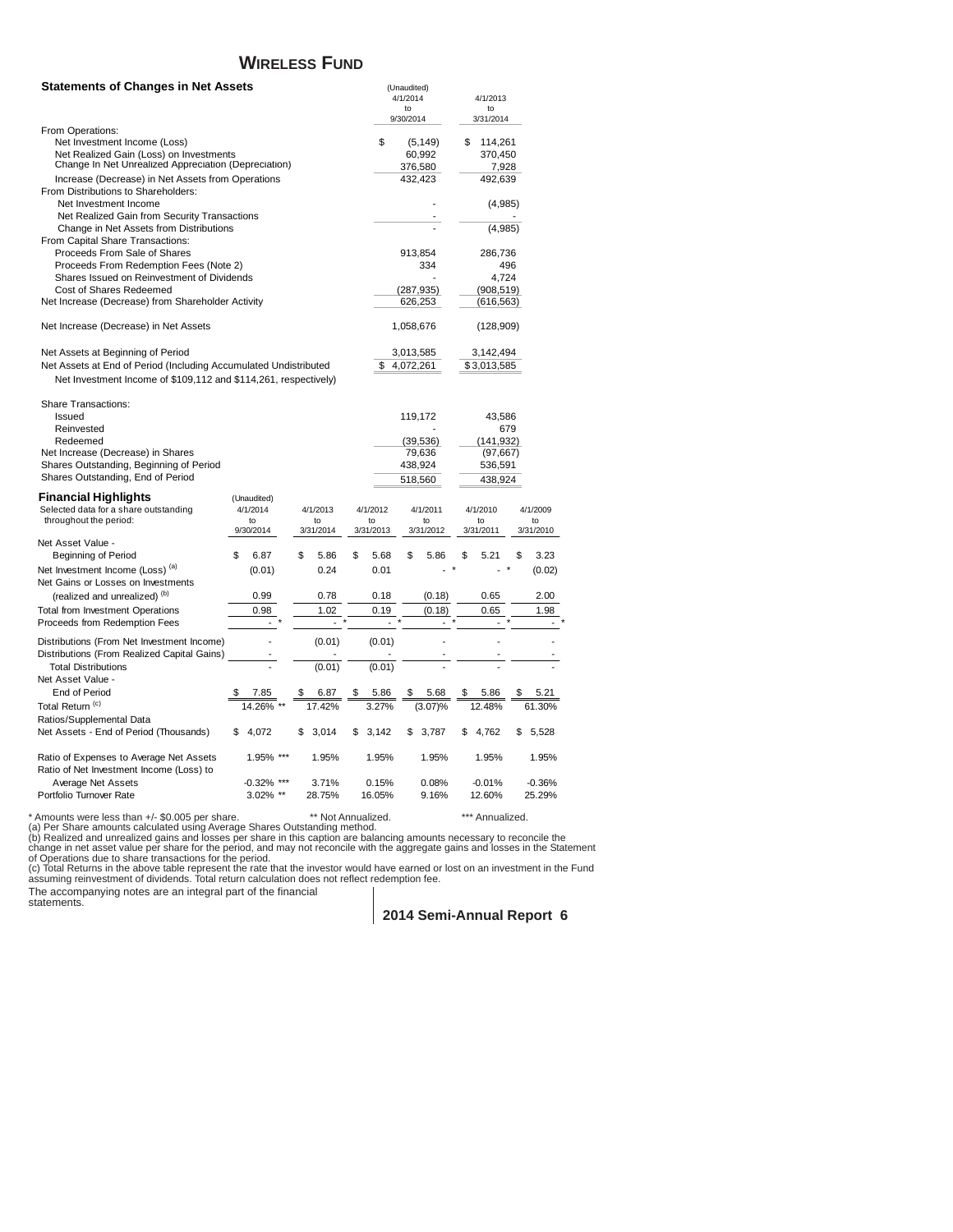# WIRELESS FUND

## Statements of Changes in Net Assets

| | (Unaudited) 4/1/2014 to 9/30/2014 | 4/1/2013 to 3/31/2014 |
|---|---|---|
| From Operations: | | |
| Net Investment Income (Loss) | $ (5,149) | $ 114,261 |
| Net Realized Gain (Loss) on Investments | 60,992 | 370,450 |
| Change In Net Unrealized Appreciation (Depreciation) | 376,580 | 7,928 |
| Increase (Decrease) in Net Assets from Operations | 432,423 | 492,639 |
| From Distributions to Shareholders: | | |
| Net Investment Income | - | (4,985) |
| Net Realized Gain from Security Transactions | - | - |
| Change in Net Assets from Distributions | - | (4,985) |
| From Capital Share Transactions: | | |
| Proceeds From Sale of Shares | 913,854 | 286,736 |
| Proceeds From Redemption Fees (Note 2) | 334 | 496 |
| Shares Issued on Reinvestment of Dividends | - | 4,724 |
| Cost of Shares Redeemed | (287,935) | (908,519) |
| Net Increase (Decrease) from Shareholder Activity | 626,253 | (616,563) |
| Net Increase (Decrease) in Net Assets | 1,058,676 | (128,909) |
| Net Assets at Beginning of Period | 3,013,585 | 3,142,494 |
| Net Assets at End of Period (Including Accumulated Undistributed | $ 4,072,261 | $ 3,013,585 |
| Net Investment Income of $109,112 and $114,261, respectively) | | |
| Share Transactions: | | |
| Issued | 119,172 | 43,586 |
| Reinvested | - | 679 |
| Redeemed | (39,536) | (141,932) |
| Net Increase (Decrease) in Shares | 79,636 | (97,667) |
| Shares Outstanding, Beginning of Period | 438,924 | 536,591 |
| Shares Outstanding, End of Period | 518,560 | 438,924 |

## Financial Highlights

| Selected data for a share outstanding throughout the period: | (Unaudited) 4/1/2014 to 9/30/2014 | 4/1/2013 to 3/31/2014 | 4/1/2012 to 3/31/2013 | 4/1/2011 to 3/31/2012 | 4/1/2010 to 3/31/2011 | 4/1/2009 to 3/31/2010 |
|---|---|---|---|---|---|---|
| Net Asset Value - Beginning of Period | $ 6.87 | $ 5.86 | $ 5.68 | $ 5.86 | $ 5.21 | $ 3.23 |
| Net Investment Income (Loss) (a) | (0.01) | 0.24 | 0.01 | - * | - * | (0.02) |
| Net Gains or Losses on Investments (realized and unrealized) (b) | 0.99 | 0.78 | 0.18 | (0.18) | 0.65 | 2.00 |
| Total from Investment Operations | 0.98 | 1.02 | 0.19 | (0.18) | 0.65 | 1.98 |
| Proceeds from Redemption Fees | - * | - * | - * | - * | - * | - * |
| Distributions (From Net Investment Income) | - | (0.01) | (0.01) | - | - | - |
| Distributions (From Realized Capital Gains) | - | - | - | - | - | - |
| Total Distributions | - | (0.01) | (0.01) | - | - | - |
| Net Asset Value - End of Period | $ 7.85 | $ 6.87 | $ 5.86 | $ 5.68 | $ 5.86 | $ 5.21 |
| Total Return (c) | 14.26% ** | 17.42% | 3.27% | (3.07)% | 12.48% | 61.30% |
| Ratios/Supplemental Data | | | | | | |
| Net Assets - End of Period (Thousands) | $ 4,072 | $ 3,014 | $ 3,142 | $ 3,787 | $ 4,762 | $ 5,528 |
| Ratio of Expenses to Average Net Assets | 1.95% *** | 1.95% | 1.95% | 1.95% | 1.95% | 1.95% |
| Ratio of Net Investment Income (Loss) to Average Net Assets | -0.32% *** | 3.71% | 0.15% | 0.08% | -0.01% | -0.36% |
| Portfolio Turnover Rate | 3.02% ** | 28.75% | 16.05% | 9.16% | 12.60% | 25.29% |

\* Amounts were less than +/- $0.005 per share. ** Not Annualized. *** Annualized.

(a) Per Share amounts calculated using Average Shares Outstanding method.

(b) Realized and unrealized gains and losses per share in this caption are balancing amounts necessary to reconcile the change in net asset value per share for the period, and may not reconcile with the aggregate gains and losses in the Statement of Operations due to share transactions for the period.

(c) Total Returns in the above table represent the rate that the investor would have earned or lost on an investment in the Fund assuming reinvestment of dividends. Total return calculation does not reflect redemption fee.

The accompanying notes are an integral part of the financial statements.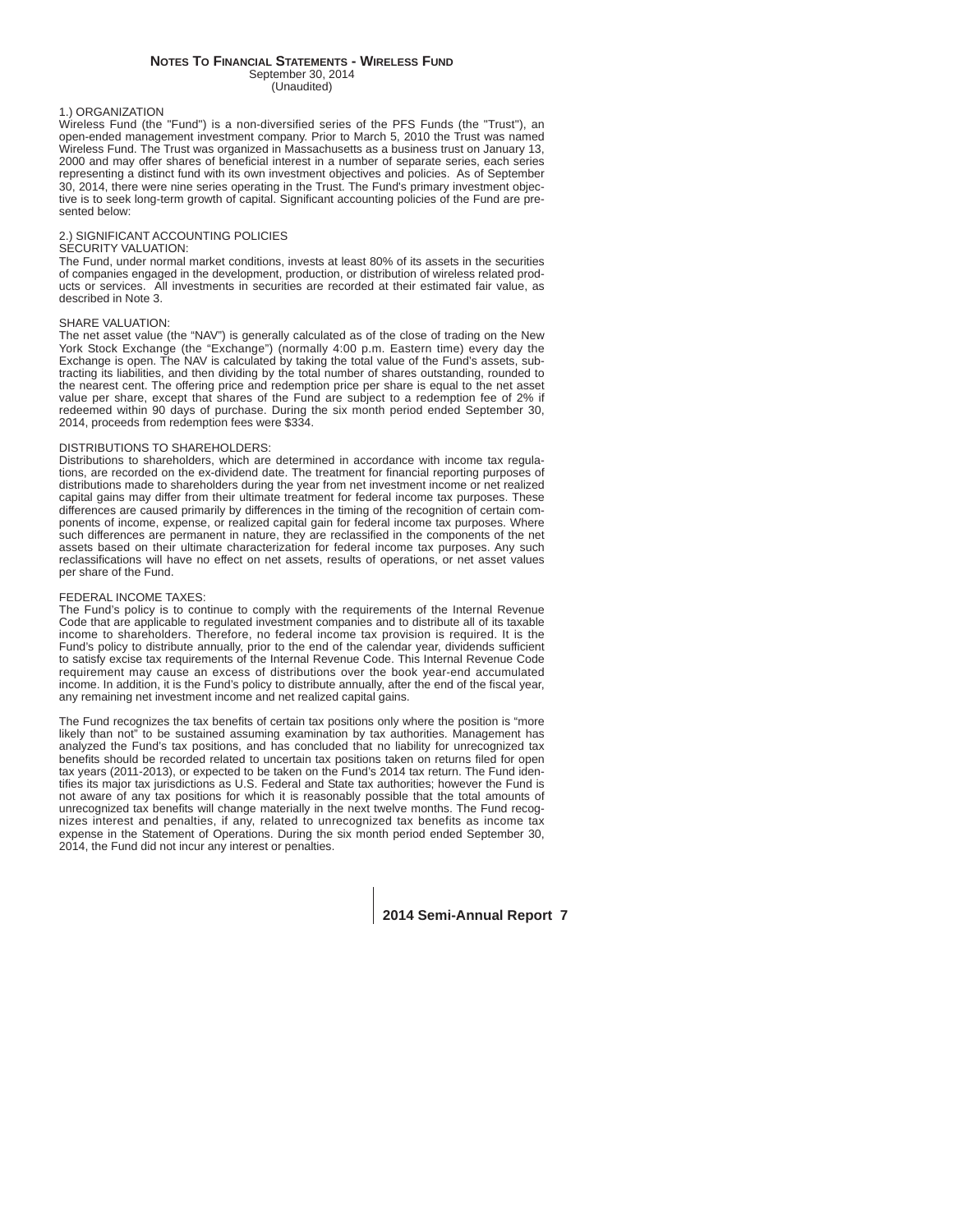# NOTES TO FINANCIAL STATEMENTS - WIRELESS FUND

September 30, 2014
(Unaudited)

## 1.) ORGANIZATION

Wireless Fund (the "Fund") is a non-diversified series of the PFS Funds (the "Trust"), an open-ended management investment company. Prior to March 5, 2010 the Trust was named Wireless Fund. The Trust was organized in Massachusetts as a business trust on January 13, 2000 and may offer shares of beneficial interest in a number of separate series, each series representing a distinct fund with its own investment objectives and policies. As of September 30, 2014, there were nine series operating in the Trust. The Fund's primary investment objective is to seek long-term growth of capital. Significant accounting policies of the Fund are presented below:

## 2.) SIGNIFICANT ACCOUNTING POLICIES

### SECURITY VALUATION:

The Fund, under normal market conditions, invests at least 80% of its assets in the securities of companies engaged in the development, production, or distribution of wireless related products or services. All investments in securities are recorded at their estimated fair value, as described in Note 3.

### SHARE VALUATION:

The net asset value (the "NAV") is generally calculated as of the close of trading on the New York Stock Exchange (the "Exchange") (normally 4:00 p.m. Eastern time) every day the Exchange is open. The NAV is calculated by taking the total value of the Fund's assets, subtracting its liabilities, and then dividing by the total number of shares outstanding, rounded to the nearest cent. The offering price and redemption price per share is equal to the net asset value per share, except that shares of the Fund are subject to a redemption fee of 2% if redeemed within 90 days of purchase. During the six month period ended September 30, 2014, proceeds from redemption fees were $334.

### DISTRIBUTIONS TO SHAREHOLDERS:

Distributions to shareholders, which are determined in accordance with income tax regulations, are recorded on the ex-dividend date. The treatment for financial reporting purposes of distributions made to shareholders during the year from net investment income or net realized capital gains may differ from their ultimate treatment for federal income tax purposes. These differences are caused primarily by differences in the timing of the recognition of certain components of income, expense, or realized capital gain for federal income tax purposes. Where such differences are permanent in nature, they are reclassified in the components of the net assets based on their ultimate characterization for federal income tax purposes. Any such reclassifications will have no effect on net assets, results of operations, or net asset values per share of the Fund.

### FEDERAL INCOME TAXES:

The Fund's policy is to continue to comply with the requirements of the Internal Revenue Code that are applicable to regulated investment companies and to distribute all of its taxable income to shareholders. Therefore, no federal income tax provision is required. It is the Fund's policy to distribute annually, prior to the end of the calendar year, dividends sufficient to satisfy excise tax requirements of the Internal Revenue Code. This Internal Revenue Code requirement may cause an excess of distributions over the book year-end accumulated income. In addition, it is the Fund's policy to distribute annually, after the end of the fiscal year, any remaining net investment income and net realized capital gains.

The Fund recognizes the tax benefits of certain tax positions only where the position is "more likely than not" to be sustained assuming examination by tax authorities. Management has analyzed the Fund's tax positions, and has concluded that no liability for unrecognized tax benefits should be recorded related to uncertain tax positions taken on returns filed for open tax years (2011-2013), or expected to be taken on the Fund's 2014 tax return. The Fund identifies its major tax jurisdictions as U.S. Federal and State tax authorities; however the Fund is not aware of any tax positions for which it is reasonably possible that the total amounts of unrecognized tax benefits will change materially in the next twelve months. The Fund recognizes interest and penalties, if any, related to unrecognized tax benefits as income tax expense in the Statement of Operations. During the six month period ended September 30, 2014, the Fund did not incur any interest or penalties.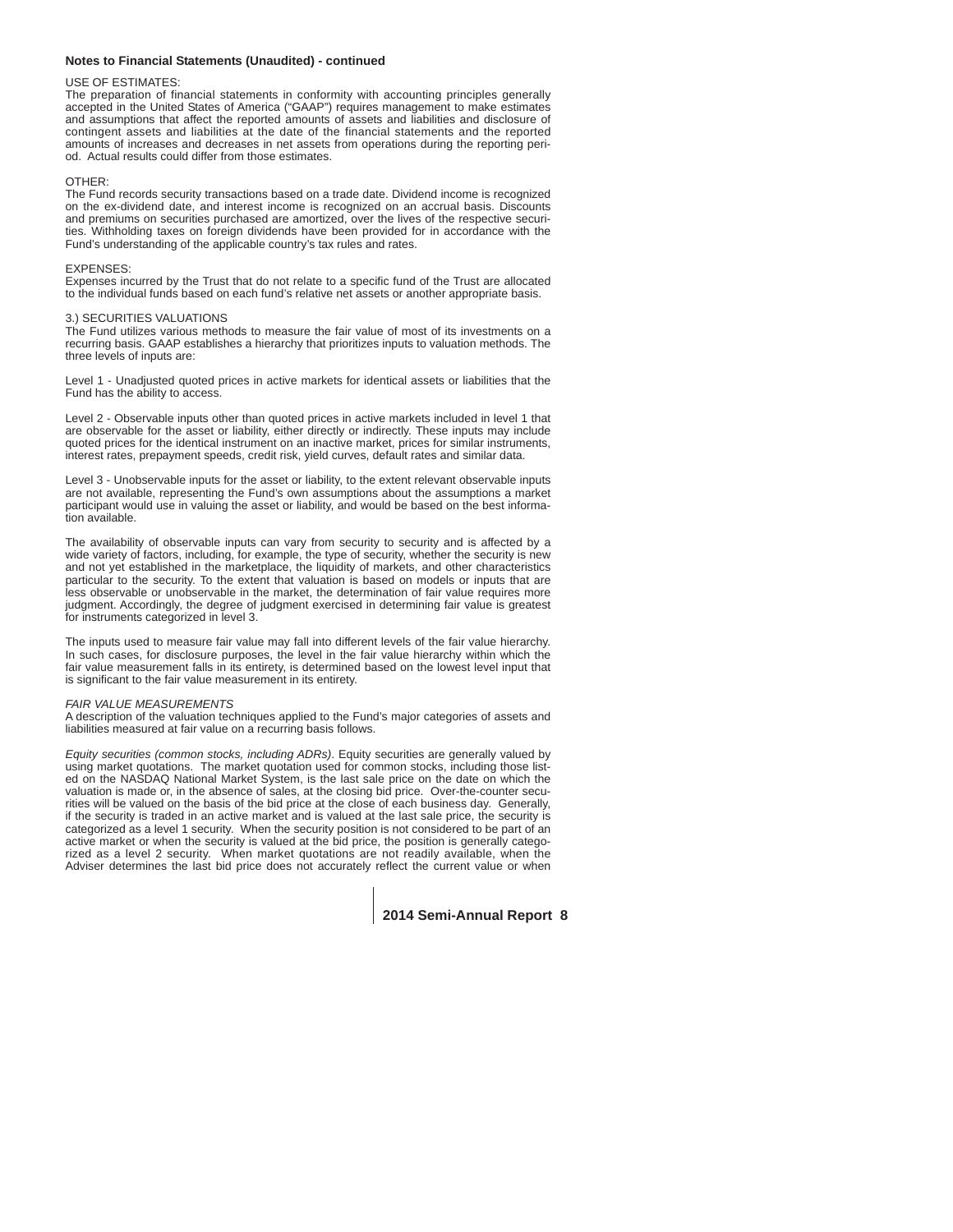**Notes to Financial Statements (Unaudited) - continued**

USE OF ESTIMATES:
The preparation of financial statements in conformity with accounting principles generally accepted in the United States of America ("GAAP") requires management to make estimates and assumptions that affect the reported amounts of assets and liabilities and disclosure of contingent assets and liabilities at the date of the financial statements and the reported amounts of increases and decreases in net assets from operations during the reporting period. Actual results could differ from those estimates.

OTHER:
The Fund records security transactions based on a trade date. Dividend income is recognized on the ex-dividend date, and interest income is recognized on an accrual basis. Discounts and premiums on securities purchased are amortized, over the lives of the respective securities. Withholding taxes on foreign dividends have been provided for in accordance with the Fund's understanding of the applicable country's tax rules and rates.

EXPENSES:
Expenses incurred by the Trust that do not relate to a specific fund of the Trust are allocated to the individual funds based on each fund's relative net assets or another appropriate basis.

3.) SECURITIES VALUATIONS
The Fund utilizes various methods to measure the fair value of most of its investments on a recurring basis. GAAP establishes a hierarchy that prioritizes inputs to valuation methods. The three levels of inputs are:

Level 1 - Unadjusted quoted prices in active markets for identical assets or liabilities that the Fund has the ability to access.

Level 2 - Observable inputs other than quoted prices in active markets included in level 1 that are observable for the asset or liability, either directly or indirectly. These inputs may include quoted prices for the identical instrument on an inactive market, prices for similar instruments, interest rates, prepayment speeds, credit risk, yield curves, default rates and similar data.

Level 3 - Unobservable inputs for the asset or liability, to the extent relevant observable inputs are not available, representing the Fund's own assumptions about the assumptions a market participant would use in valuing the asset or liability, and would be based on the best information available.

The availability of observable inputs can vary from security to security and is affected by a wide variety of factors, including, for example, the type of security, whether the security is new and not yet established in the marketplace, the liquidity of markets, and other characteristics particular to the security. To the extent that valuation is based on models or inputs that are less observable or unobservable in the market, the determination of fair value requires more judgment. Accordingly, the degree of judgment exercised in determining fair value is greatest for instruments categorized in level 3.

The inputs used to measure fair value may fall into different levels of the fair value hierarchy. In such cases, for disclosure purposes, the level in the fair value hierarchy within which the fair value measurement falls in its entirety, is determined based on the lowest level input that is significant to the fair value measurement in its entirety.

*FAIR VALUE MEASUREMENTS*
A description of the valuation techniques applied to the Fund's major categories of assets and liabilities measured at fair value on a recurring basis follows.

*Equity securities (common stocks, including ADRs)*. Equity securities are generally valued by using market quotations. The market quotation used for common stocks, including those listed on the NASDAQ National Market System, is the last sale price on the date on which the valuation is made or, in the absence of sales, at the closing bid price. Over-the-counter securities will be valued on the basis of the bid price at the close of each business day. Generally, if the security is traded in an active market and is valued at the last sale price, the security is categorized as a level 1 security. When the security position is not considered to be part of an active market or when the security is valued at the bid price, the position is generally categorized as a level 2 security. When market quotations are not readily available, when the Adviser determines the last bid price does not accurately reflect the current value or when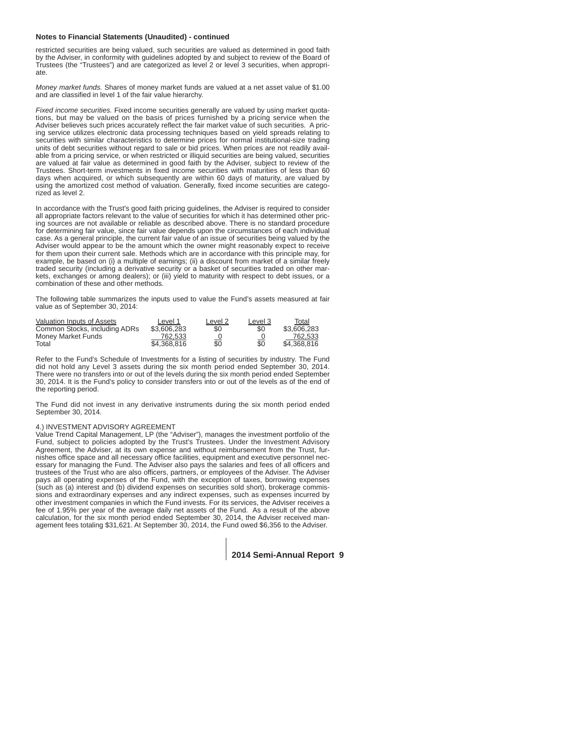## Notes to Financial Statements (Unaudited) - continued

restricted securities are being valued, such securities are valued as determined in good faith by the Adviser, in conformity with guidelines adopted by and subject to review of the Board of Trustees (the "Trustees") and are categorized as level 2 or level 3 securities, when appropriate.

*Money market funds.* Shares of money market funds are valued at a net asset value of $1.00 and are classified in level 1 of the fair value hierarchy.

*Fixed income securities.* Fixed income securities generally are valued by using market quotations, but may be valued on the basis of prices furnished by a pricing service when the Adviser believes such prices accurately reflect the fair market value of such securities. A pricing service utilizes electronic data processing techniques based on yield spreads relating to securities with similar characteristics to determine prices for normal institutional-size trading units of debt securities without regard to sale or bid prices. When prices are not readily available from a pricing service, or when restricted or illiquid securities are being valued, securities are valued at fair value as determined in good faith by the Adviser, subject to review of the Trustees. Short-term investments in fixed income securities with maturities of less than 60 days when acquired, or which subsequently are within 60 days of maturity, are valued by using the amortized cost method of valuation. Generally, fixed income securities are categorized as level 2.

In accordance with the Trust's good faith pricing guidelines, the Adviser is required to consider all appropriate factors relevant to the value of securities for which it has determined other pricing sources are not available or reliable as described above. There is no standard procedure for determining fair value, since fair value depends upon the circumstances of each individual case. As a general principle, the current fair value of an issue of securities being valued by the Adviser would appear to be the amount which the owner might reasonably expect to receive for them upon their current sale. Methods which are in accordance with this principle may, for example, be based on (i) a multiple of earnings; (ii) a discount from market of a similar freely traded security (including a derivative security or a basket of securities traded on other markets, exchanges or among dealers); or (iii) yield to maturity with respect to debt issues, or a combination of these and other methods.

The following table summarizes the inputs used to value the Fund's assets measured at fair value as of September 30, 2014:

| Valuation Inputs of Assets | Level 1 | Level 2 | Level 3 | Total |
|---|---|---|---|---|
| Common Stocks, including ADRs | $3,606,283 | $0 | $0 | $3,606,283 |
| Money Market Funds | 762,533 | 0 | 0 | 762,533 |
| Total | $4,368,816 | $0 | $0 | $4,368,816 |

Refer to the Fund's Schedule of Investments for a listing of securities by industry. The Fund did not hold any Level 3 assets during the six month period ended September 30, 2014. There were no transfers into or out of the levels during the six month period ended September 30, 2014. It is the Fund's policy to consider transfers into or out of the levels as of the end of the reporting period.

The Fund did not invest in any derivative instruments during the six month period ended September 30, 2014.

4.) INVESTMENT ADVISORY AGREEMENT

Value Trend Capital Management, LP (the "Adviser"), manages the investment portfolio of the Fund, subject to policies adopted by the Trust's Trustees. Under the Investment Advisory Agreement, the Adviser, at its own expense and without reimbursement from the Trust, furnishes office space and all necessary office facilities, equipment and executive personnel necessary for managing the Fund. The Adviser also pays the salaries and fees of all officers and trustees of the Trust who are also officers, partners, or employees of the Adviser. The Adviser pays all operating expenses of the Fund, with the exception of taxes, borrowing expenses (such as (a) interest and (b) dividend expenses on securities sold short), brokerage commissions and extraordinary expenses and any indirect expenses, such as expenses incurred by other investment companies in which the Fund invests. For its services, the Adviser receives a fee of 1.95% per year of the average daily net assets of the Fund. As a result of the above calculation, for the six month period ended September 30, 2014, the Adviser received management fees totaling $31,621. At September 30, 2014, the Fund owed $6,356 to the Adviser.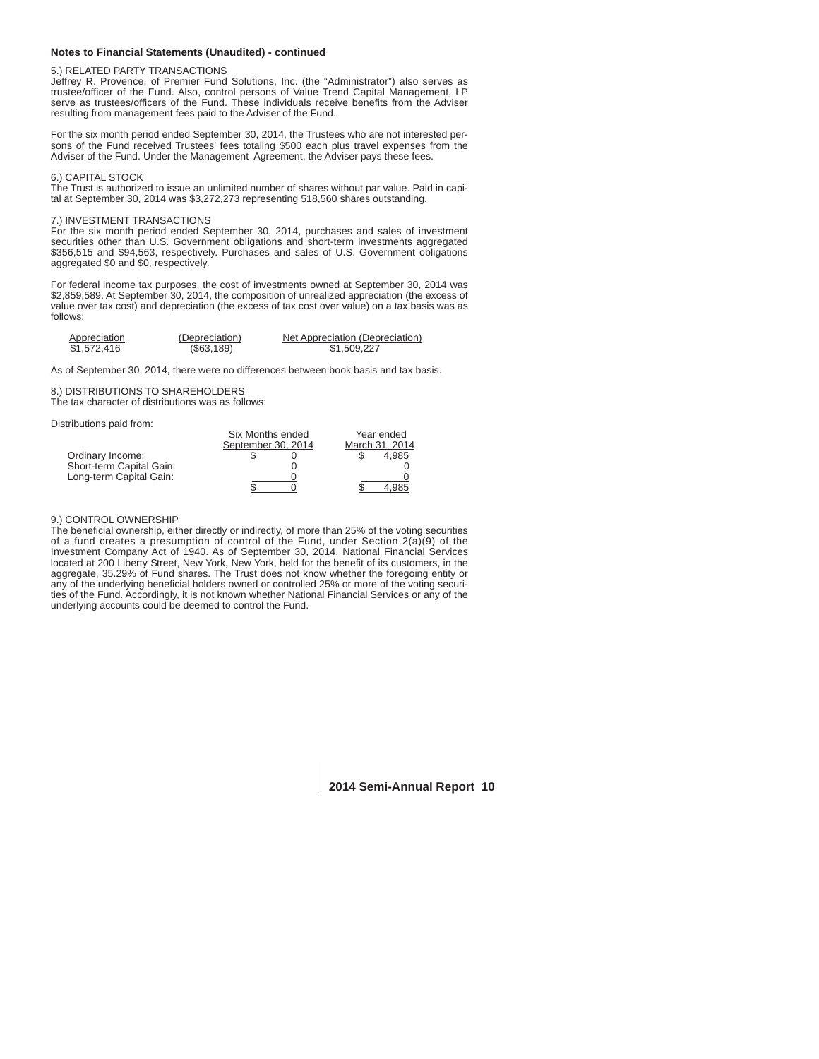**Notes to Financial Statements (Unaudited) - continued**

5.) RELATED PARTY TRANSACTIONS

Jeffrey R. Provence, of Premier Fund Solutions, Inc. (the "Administrator") also serves as trustee/officer of the Fund. Also, control persons of Value Trend Capital Management, LP serve as trustees/officers of the Fund. These individuals receive benefits from the Adviser resulting from management fees paid to the Adviser of the Fund.

For the six month period ended September 30, 2014, the Trustees who are not interested persons of the Fund received Trustees' fees totaling $500 each plus travel expenses from the Adviser of the Fund. Under the Management Agreement, the Adviser pays these fees.

6.) CAPITAL STOCK

The Trust is authorized to issue an unlimited number of shares without par value. Paid in capital at September 30, 2014 was $3,272,273 representing 518,560 shares outstanding.

7.) INVESTMENT TRANSACTIONS

For the six month period ended September 30, 2014, purchases and sales of investment securities other than U.S. Government obligations and short-term investments aggregated $356,515 and $94,563, respectively. Purchases and sales of U.S. Government obligations aggregated $0 and $0, respectively.

For federal income tax purposes, the cost of investments owned at September 30, 2014 was $2,859,589. At September 30, 2014, the composition of unrealized appreciation (the excess of value over tax cost) and depreciation (the excess of tax cost over value) on a tax basis was as follows:

| Appreciation | (Depreciation) | Net Appreciation (Depreciation) |
|---|---|---|
| $1,572,416 | ($63,189) | $1,509,227 |

As of September 30, 2014, there were no differences between book basis and tax basis.

8.) DISTRIBUTIONS TO SHAREHOLDERS

The tax character of distributions was as follows:

Distributions paid from:

| | Six Months ended September 30, 2014 | Year ended March 31, 2014 |
|---|---|---|
| Ordinary Income: | $ 0 | $ 4,985 |
| Short-term Capital Gain: | 0 | 0 |
| Long-term Capital Gain: | 0 | 0 |
| | $ 0 | $ 4,985 |

9.) CONTROL OWNERSHIP

The beneficial ownership, either directly or indirectly, of more than 25% of the voting securities of a fund creates a presumption of control of the Fund, under Section 2(a)(9) of the Investment Company Act of 1940. As of September 30, 2014, National Financial Services located at 200 Liberty Street, New York, New York, held for the benefit of its customers, in the aggregate, 35.29% of Fund shares. The Trust does not know whether the foregoing entity or any of the underlying beneficial holders owned or controlled 25% or more of the voting securities of the Fund. Accordingly, it is not known whether National Financial Services or any of the underlying accounts could be deemed to control the Fund.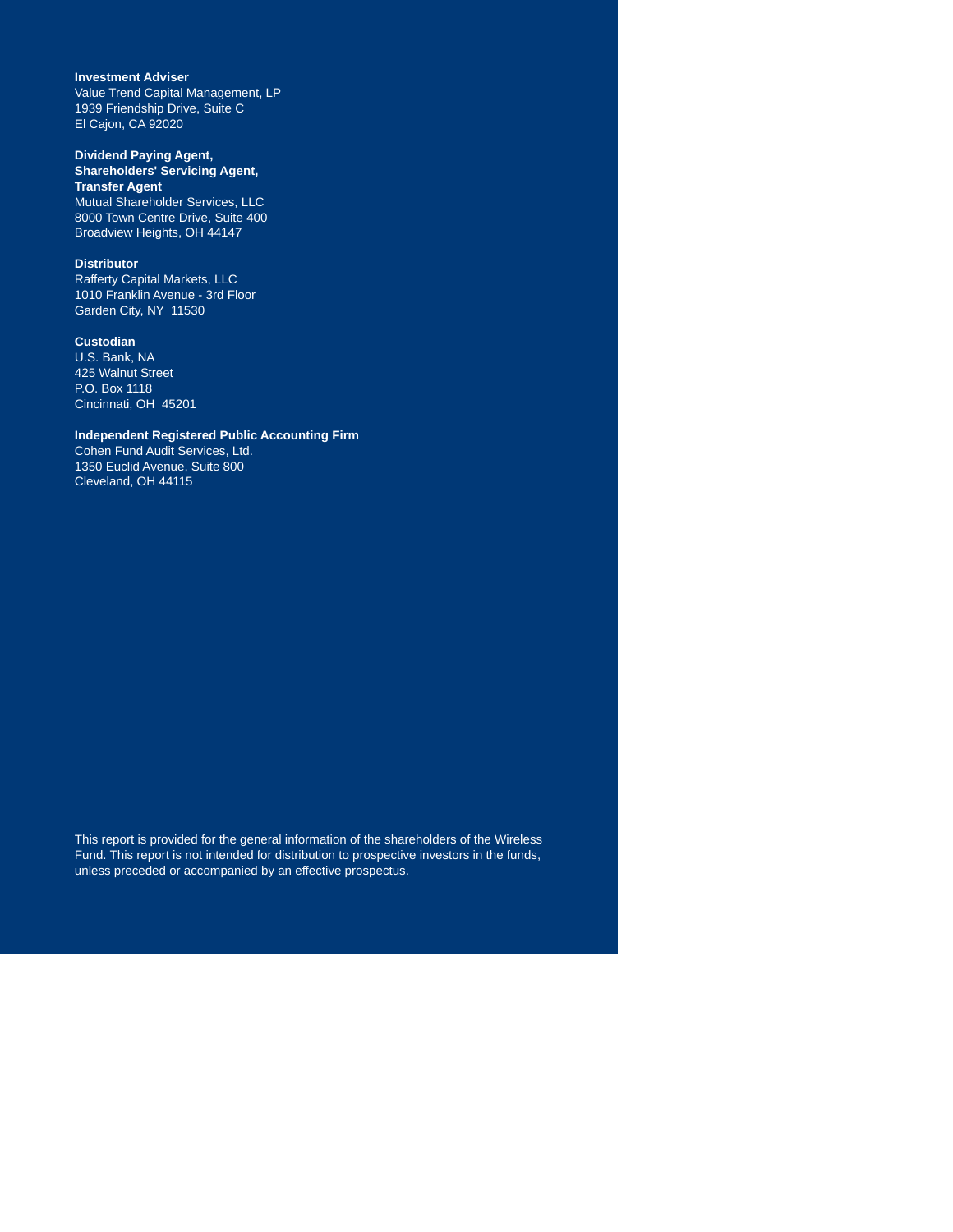**Investment Adviser**
Value Trend Capital Management, LP
1939 Friendship Drive, Suite C
El Cajon, CA 92020

**Dividend Paying Agent,**
**Shareholders' Servicing Agent,**
**Transfer Agent**
Mutual Shareholder Services, LLC
8000 Town Centre Drive, Suite 400
Broadview Heights, OH 44147

**Distributor**
Rafferty Capital Markets, LLC
1010 Franklin Avenue - 3rd Floor
Garden City, NY 11530

**Custodian**
U.S. Bank, NA
425 Walnut Street
P.O. Box 1118
Cincinnati, OH 45201

**Independent Registered Public Accounting Firm**
Cohen Fund Audit Services, Ltd.
1350 Euclid Avenue, Suite 800
Cleveland, OH 44115

This report is provided for the general information of the shareholders of the Wireless Fund. This report is not intended for distribution to prospective investors in the funds, unless preceded or accompanied by an effective prospectus.